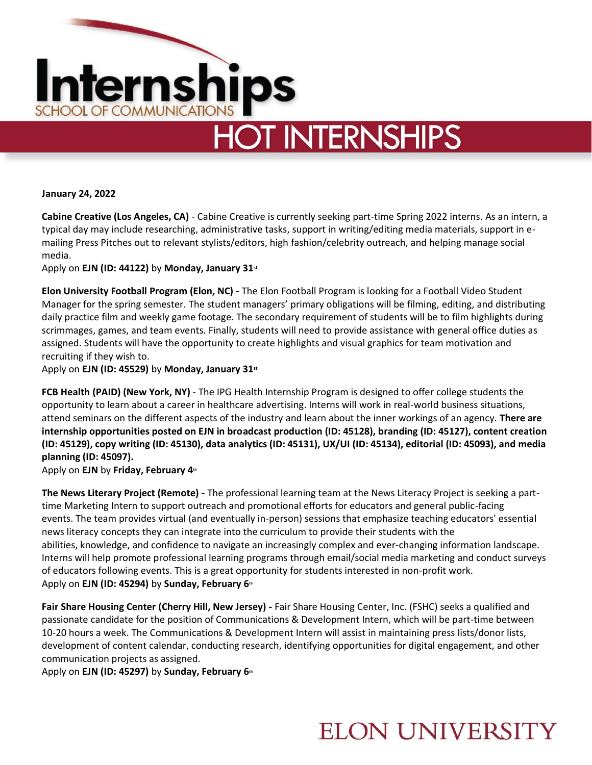# Internships

SCHOOL OF COMMUNICATIONS

## HOT INTERNSHIPS

**January 24, 2022**

**Cabine Creative (Los Angeles, CA)** - Cabine Creative is currently seeking part-time Spring 2022 interns. As an intern, a typical day may include researching, administrative tasks, support in writing/editing media materials, support in e-mailing Press Pitches out to relevant stylists/editors, high fashion/celebrity outreach, and helping manage social media.
Apply on **EJN (ID: 44122)** by **Monday, January 31st**

**Elon University Football Program (Elon, NC) -** The Elon Football Program is looking for a Football Video Student Manager for the spring semester. The student managers' primary obligations will be filming, editing, and distributing daily practice film and weekly game footage. The secondary requirement of students will be to film highlights during scrimmages, games, and team events. Finally, students will need to provide assistance with general office duties as assigned. Students will have the opportunity to create highlights and visual graphics for team motivation and recruiting if they wish to.
Apply on **EJN (ID: 45529)** by **Monday, January 31st**

**FCB Health (PAID) (New York, NY)** - The IPG Health Internship Program is designed to offer college students the opportunity to learn about a career in healthcare advertising. Interns will work in real-world business situations, attend seminars on the different aspects of the industry and learn about the inner workings of an agency. **There are internship opportunities posted on EJN in broadcast production (ID: 45128), branding (ID: 45127), content creation (ID: 45129), copy writing (ID: 45130), data analytics (ID: 45131), UX/UI (ID: 45134), editorial (ID: 45093), and media planning (ID: 45097).**
Apply on **EJN** by **Friday, February 4th**

**The News Literary Project (Remote) -** The professional learning team at the News Literacy Project is seeking a part-time Marketing Intern to support outreach and promotional efforts for educators and general public-facing events. The team provides virtual (and eventually in-person) sessions that emphasize teaching educators' essential news literacy concepts they can integrate into the curriculum to provide their students with the abilities, knowledge, and confidence to navigate an increasingly complex and ever-changing information landscape. Interns will help promote professional learning programs through email/social media marketing and conduct surveys of educators following events. This is a great opportunity for students interested in non-profit work.
Apply on **EJN (ID: 45294)** by **Sunday, February 6th**

**Fair Share Housing Center (Cherry Hill, New Jersey) -** Fair Share Housing Center, Inc. (FSHC) seeks a qualified and passionate candidate for the position of Communications & Development Intern, which will be part-time between 10-20 hours a week. The Communications & Development Intern will assist in maintaining press lists/donor lists, development of content calendar, conducting research, identifying opportunities for digital engagement, and other communication projects as assigned.
Apply on **EJN (ID: 45297)** by **Sunday, February 6th**

ELON UNIVERSITY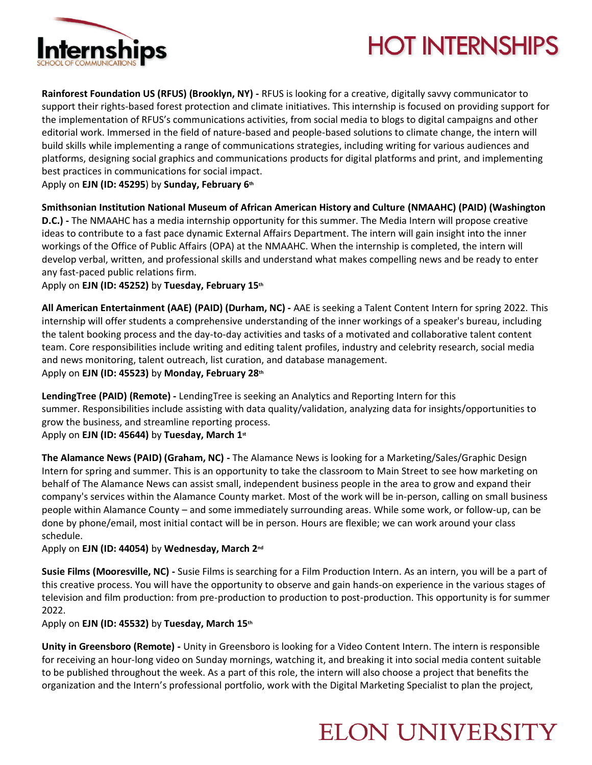**Rainforest Foundation US (RFUS) (Brooklyn, NY) -** RFUS is looking for a creative, digitally savvy communicator to support their rights-based forest protection and climate initiatives. This internship is focused on providing support for the implementation of RFUS's communications activities, from social media to blogs to digital campaigns and other editorial work. Immersed in the field of nature-based and people-based solutions to climate change, the intern will build skills while implementing a range of communications strategies, including writing for various audiences and platforms, designing social graphics and communications products for digital platforms and print, and implementing best practices in communications for social impact.
Apply on **EJN (ID: 45295**) by **Sunday, February 6th**

**Smithsonian Institution National Museum of African American History and Culture (NMAAHC) (PAID) (Washington D.C.) -** The NMAAHC has a media internship opportunity for this summer. The Media Intern will propose creative ideas to contribute to a fast pace dynamic External Affairs Department. The intern will gain insight into the inner workings of the Office of Public Affairs (OPA) at the NMAAHC. When the internship is completed, the intern will develop verbal, written, and professional skills and understand what makes compelling news and be ready to enter any fast-paced public relations firm.
Apply on **EJN (ID: 45252)** by **Tuesday, February 15th**

**All American Entertainment (AAE) (PAID) (Durham, NC) -** AAE is seeking a Talent Content Intern for spring 2022. This internship will offer students a comprehensive understanding of the inner workings of a speaker's bureau, including the talent booking process and the day-to-day activities and tasks of a motivated and collaborative talent content team. Core responsibilities include writing and editing talent profiles, industry and celebrity research, social media and news monitoring, talent outreach, list curation, and database management.
Apply on **EJN (ID: 45523)** by **Monday, February 28th**

**LendingTree (PAID) (Remote) -** LendingTree is seeking an Analytics and Reporting Intern for this summer. Responsibilities include assisting with data quality/validation, analyzing data for insights/opportunities to grow the business, and streamline reporting process.
Apply on **EJN (ID: 45644)** by **Tuesday, March 1st**

**The Alamance News (PAID) (Graham, NC) -** The Alamance News is looking for a Marketing/Sales/Graphic Design Intern for spring and summer. This is an opportunity to take the classroom to Main Street to see how marketing on behalf of The Alamance News can assist small, independent business people in the area to grow and expand their company's services within the Alamance County market. Most of the work will be in-person, calling on small business people within Alamance County – and some immediately surrounding areas. While some work, or follow-up, can be done by phone/email, most initial contact will be in person. Hours are flexible; we can work around your class schedule.
Apply on **EJN (ID: 44054)** by **Wednesday, March 2nd**

**Susie Films (Mooresville, NC) -** Susie Films is searching for a Film Production Intern. As an intern, you will be a part of this creative process. You will have the opportunity to observe and gain hands-on experience in the various stages of television and film production: from pre-production to production to post-production. This opportunity is for summer 2022.
Apply on **EJN (ID: 45532)** by **Tuesday, March 15th**

**Unity in Greensboro (Remote) -** Unity in Greensboro is looking for a Video Content Intern. The intern is responsible for receiving an hour-long video on Sunday mornings, watching it, and breaking it into social media content suitable to be published throughout the week. As a part of this role, the intern will also choose a project that benefits the organization and the Intern's professional portfolio, work with the Digital Marketing Specialist to plan the project,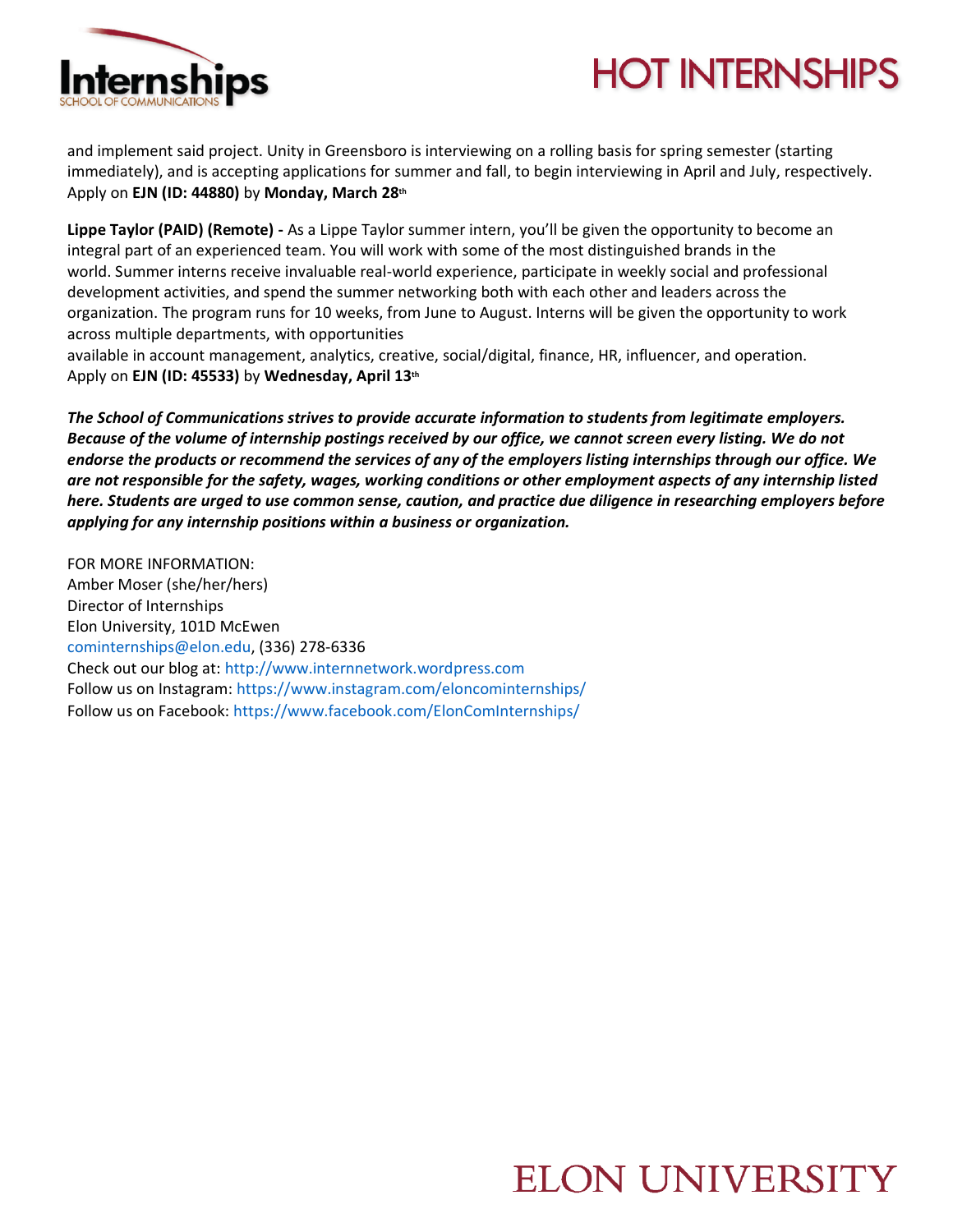and implement said project. Unity in Greensboro is interviewing on a rolling basis for spring semester (starting immediately), and is accepting applications for summer and fall, to begin interviewing in April and July, respectively. Apply on **EJN (ID: 44880)** by **Monday, March 28th**

**Lippe Taylor (PAID) (Remote) -** As a Lippe Taylor summer intern, you'll be given the opportunity to become an integral part of an experienced team. You will work with some of the most distinguished brands in the world. Summer interns receive invaluable real-world experience, participate in weekly social and professional development activities, and spend the summer networking both with each other and leaders across the organization. The program runs for 10 weeks, from June to August. Interns will be given the opportunity to work across multiple departments, with opportunities available in account management, analytics, creative, social/digital, finance, HR, influencer, and operation. Apply on **EJN (ID: 45533)** by **Wednesday, April 13th**

***The School of Communications strives to provide accurate information to students from legitimate employers. Because of the volume of internship postings received by our office, we cannot screen every listing. We do not endorse the products or recommend the services of any of the employers listing internships through our office. We are not responsible for the safety, wages, working conditions or other employment aspects of any internship listed here. Students are urged to use common sense, caution, and practice due diligence in researching employers before applying for any internship positions within a business or organization.***

FOR MORE INFORMATION:
Amber Moser (she/her/hers)
Director of Internships
Elon University, 101D McEwen
cominternships@elon.edu, (336) 278-6336
Check out our blog at: http://www.internnetwork.wordpress.com
Follow us on Instagram: https://www.instagram.com/eloncominternships/
Follow us on Facebook: https://www.facebook.com/ElonComInternships/